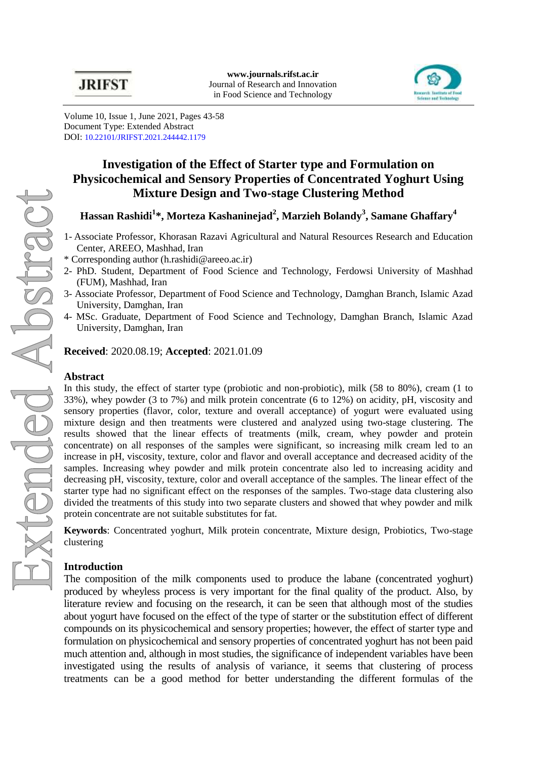Volume 10, Issue 1, June 2021, Pages 43-58
Document Type: Extended Abstract
DOI: 10.22101/JRIFST.2021.244442.1179

# Investigation of the Effect of Starter type and Formulation on Physicochemical and Sensory Properties of Concentrated Yoghurt Using Mixture Design and Two-stage Clustering Method

**Hassan Rashidi[1]*, Morteza Kashaninejad[2], Marzieh Bolandy[3], Samane Ghaffary[4]**

1- Associate Professor, Khorasan Razavi Agricultural and Natural Resources Research and Education Center, AREEO, Mashhad, Iran
* Corresponding author (h.rashidi@areeo.ac.ir)
2- PhD. Student, Department of Food Science and Technology, Ferdowsi University of Mashhad (FUM), Mashhad, Iran
3- Associate Professor, Department of Food Science and Technology, Damghan Branch, Islamic Azad University, Damghan, Iran
4- MSc. Graduate, Department of Food Science and Technology, Damghan Branch, Islamic Azad University, Damghan, Iran

**Received**: 2020.08.19; **Accepted**: 2021.01.09

## Abstract

In this study, the effect of starter type (probiotic and non-probiotic), milk (58 to 80%), cream (1 to 33%), whey powder (3 to 7%) and milk protein concentrate (6 to 12%) on acidity, pH, viscosity and sensory properties (flavor, color, texture and overall acceptance) of yogurt were evaluated using mixture design and then treatments were clustered and analyzed using two-stage clustering. The results showed that the linear effects of treatments (milk, cream, whey powder and protein concentrate) on all responses of the samples were significant, so increasing milk cream led to an increase in pH, viscosity, texture, color and flavor and overall acceptance and decreased acidity of the samples. Increasing whey powder and milk protein concentrate also led to increasing acidity and decreasing pH, viscosity, texture, color and overall acceptance of the samples. The linear effect of the starter type had no significant effect on the responses of the samples. Two-stage data clustering also divided the treatments of this study into two separate clusters and showed that whey powder and milk protein concentrate are not suitable substitutes for fat.

**Keywords**: Concentrated yoghurt, Milk protein concentrate, Mixture design, Probiotics, Two-stage clustering

## Introduction

The composition of the milk components used to produce the labane (concentrated yoghurt) produced by wheyless process is very important for the final quality of the product. Also, by literature review and focusing on the research, it can be seen that although most of the studies about yogurt have focused on the effect of the type of starter or the substitution effect of different compounds on its physicochemical and sensory properties; however, the effect of starter type and formulation on physicochemical and sensory properties of concentrated yoghurt has not been paid much attention and, although in most studies, the significance of independent variables have been investigated using the results of analysis of variance, it seems that clustering of process treatments can be a good method for better understanding the different formulas of the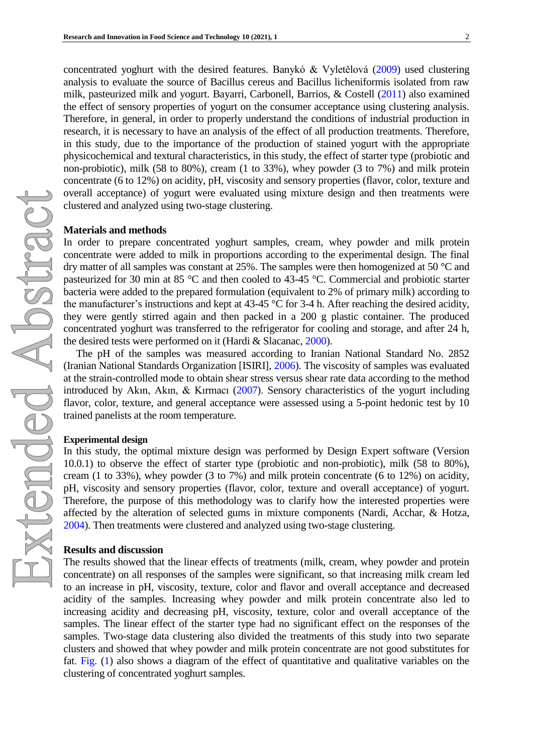concentrated yoghurt with the desired features. Banykó & Vyletělová (2009) used clustering analysis to evaluate the source of Bacillus cereus and Bacillus licheniformis isolated from raw milk, pasteurized milk and yogurt. Bayarri, Carbonell, Barrios, & Costell (2011) also examined the effect of sensory properties of yogurt on the consumer acceptance using clustering analysis. Therefore, in general, in order to properly understand the conditions of industrial production in research, it is necessary to have an analysis of the effect of all production treatments. Therefore, in this study, due to the importance of the production of stained yogurt with the appropriate physicochemical and textural characteristics, in this study, the effect of starter type (probiotic and non-probiotic), milk (58 to 80%), cream (1 to 33%), whey powder (3 to 7%) and milk protein concentrate (6 to 12%) on acidity, pH, viscosity and sensory properties (flavor, color, texture and overall acceptance) of yogurt were evaluated using mixture design and then treatments were clustered and analyzed using two-stage clustering.

## Materials and methods

In order to prepare concentrated yoghurt samples, cream, whey powder and milk protein concentrate were added to milk in proportions according to the experimental design. The final dry matter of all samples was constant at 25%. The samples were then homogenized at 50 °C and pasteurized for 30 min at 85 °C and then cooled to 43-45 °C. Commercial and probiotic starter bacteria were added to the prepared formulation (equivalent to 2% of primary milk) according to the manufacturer's instructions and kept at 43-45 °C for 3-4 h. After reaching the desired acidity, they were gently stirred again and then packed in a 200 g plastic container. The produced concentrated yoghurt was transferred to the refrigerator for cooling and storage, and after 24 h, the desired tests were performed on it (Hardi & Slacanac, 2000).

The pH of the samples was measured according to Iranian National Standard No. 2852 (Iranian National Standards Organization [ISIRI], 2006). The viscosity of samples was evaluated at the strain-controlled mode to obtain shear stress versus shear rate data according to the method introduced by Akın, Akın, & Kırmacı (2007). Sensory characteristics of the yogurt including flavor, color, texture, and general acceptance were assessed using a 5-point hedonic test by 10 trained panelists at the room temperature.

## Experimental design

In this study, the optimal mixture design was performed by Design Expert software (Version 10.0.1) to observe the effect of starter type (probiotic and non-probiotic), milk (58 to 80%), cream (1 to 33%), whey powder (3 to 7%) and milk protein concentrate (6 to 12%) on acidity, pH, viscosity and sensory properties (flavor, color, texture and overall acceptance) of yogurt. Therefore, the purpose of this methodology was to clarify how the interested properties were affected by the alteration of selected gums in mixture components (Nardi, Acchar, & Hotza, 2004). Then treatments were clustered and analyzed using two-stage clustering.

## Results and discussion

The results showed that the linear effects of treatments (milk, cream, whey powder and protein concentrate) on all responses of the samples were significant, so that increasing milk cream led to an increase in pH, viscosity, texture, color and flavor and overall acceptance and decreased acidity of the samples. Increasing whey powder and milk protein concentrate also led to increasing acidity and decreasing pH, viscosity, texture, color and overall acceptance of the samples. The linear effect of the starter type had no significant effect on the responses of the samples. Two-stage data clustering also divided the treatments of this study into two separate clusters and showed that whey powder and milk protein concentrate are not good substitutes for fat. Fig. (1) also shows a diagram of the effect of quantitative and qualitative variables on the clustering of concentrated yoghurt samples.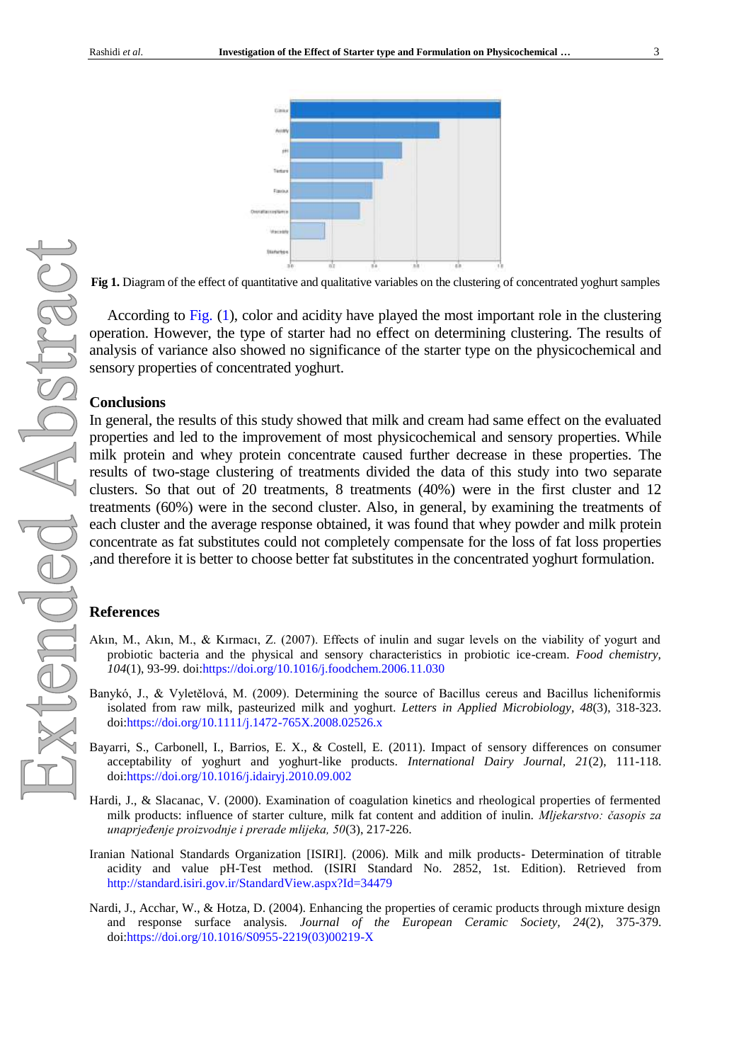Colour

Acidity

pH

Texture

Flavour

Overallacceptance

Viscosity

Startertype

0.0 0.2 0.4 0.6 0.8 1.0

**Fig 1.** Diagram of the effect of quantitative and qualitative variables on the clustering of concentrated yoghurt samples

According to Fig. (1), color and acidity have played the most important role in the clustering operation. However, the type of starter had no effect on determining clustering. The results of analysis of variance also showed no significance of the starter type on the physicochemical and sensory properties of concentrated yoghurt.

## Conclusions

In general, the results of this study showed that milk and cream had same effect on the evaluated properties and led to the improvement of most physicochemical and sensory properties. While milk protein and whey protein concentrate caused further decrease in these properties. The results of two-stage clustering of treatments divided the data of this study into two separate clusters. So that out of 20 treatments, 8 treatments (40%) were in the first cluster and 12 treatments (60%) were in the second cluster. Also, in general, by examining the treatments of each cluster and the average response obtained, it was found that whey powder and milk protein concentrate as fat substitutes could not completely compensate for the loss of fat loss properties ,and therefore it is better to choose better fat substitutes in the concentrated yoghurt formulation.

## References

Akın, M., Akın, M., & Kırmacı, Z. (2007). Effects of inulin and sugar levels on the viability of yogurt and probiotic bacteria and the physical and sensory characteristics in probiotic ice-cream. *Food chemistry, 104*(1), 93-99. doi:https://doi.org/10.1016/j.foodchem.2006.11.030

Banykó, J., & Vyletělová, M. (2009). Determining the source of Bacillus cereus and Bacillus licheniformis isolated from raw milk, pasteurized milk and yoghurt. *Letters in Applied Microbiology, 48*(3), 318-323. doi:https://doi.org/10.1111/j.1472-765X.2008.02526.x

Bayarri, S., Carbonell, I., Barrios, E. X., & Costell, E. (2011). Impact of sensory differences on consumer acceptability of yoghurt and yoghurt-like products. *International Dairy Journal, 21*(2), 111-118. doi:https://doi.org/10.1016/j.idairyj.2010.09.002

Hardi, J., & Slacanac, V. (2000). Examination of coagulation kinetics and rheological properties of fermented milk products: influence of starter culture, milk fat content and addition of inulin. *Mljekarstvo: časopis za unaprjeđenje proizvodnje i prerade mlijeka, 50*(3), 217-226.

Iranian National Standards Organization [ISIRI]. (2006). Milk and milk products- Determination of titrable acidity and value pH-Test method. (ISIRI Standard No. 2852, 1st. Edition). Retrieved from http://standard.isiri.gov.ir/StandardView.aspx?Id=34479

Nardi, J., Acchar, W., & Hotza, D. (2004). Enhancing the properties of ceramic products through mixture design and response surface analysis. *Journal of the European Ceramic Society, 24*(2), 375-379. doi:https://doi.org/10.1016/S0955-2219(03)00219-X